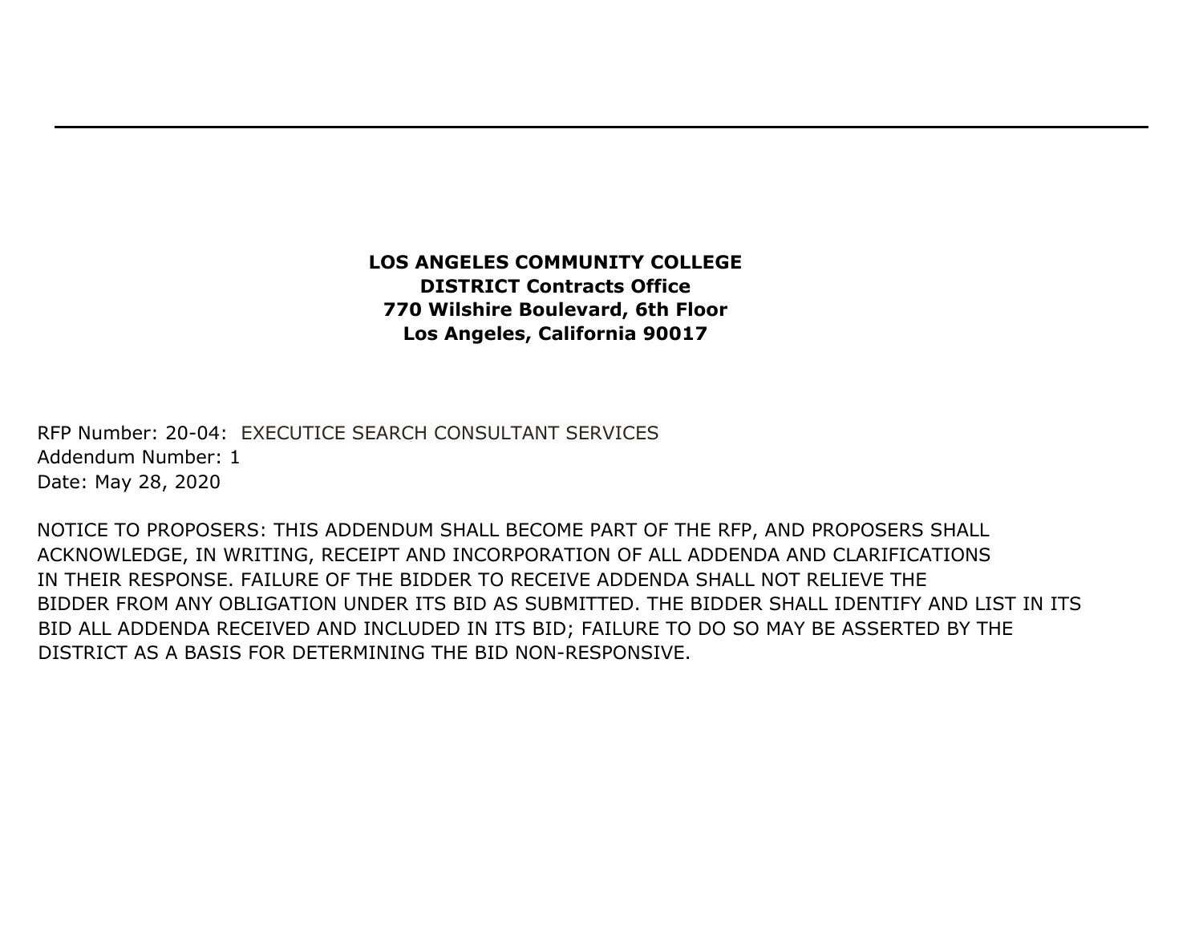---

**LOS ANGELES COMMUNITY COLLEGE**
**DISTRICT Contracts Office**
**770 Wilshire Boulevard, 6th Floor**
**Los Angeles, California 90017**

RFP Number: 20-04: EXECUTICE SEARCH CONSULTANT SERVICES
Addendum Number: 1
Date: May 28, 2020

NOTICE TO PROPOSERS: THIS ADDENDUM SHALL BECOME PART OF THE RFP, AND PROPOSERS SHALL ACKNOWLEDGE, IN WRITING, RECEIPT AND INCORPORATION OF ALL ADDENDA AND CLARIFICATIONS IN THEIR RESPONSE. FAILURE OF THE BIDDER TO RECEIVE ADDENDA SHALL NOT RELIEVE THE BIDDER FROM ANY OBLIGATION UNDER ITS BID AS SUBMITTED. THE BIDDER SHALL IDENTIFY AND LIST IN ITS BID ALL ADDENDA RECEIVED AND INCLUDED IN ITS BID; FAILURE TO DO SO MAY BE ASSERTED BY THE DISTRICT AS A BASIS FOR DETERMINING THE BID NON-RESPONSIVE.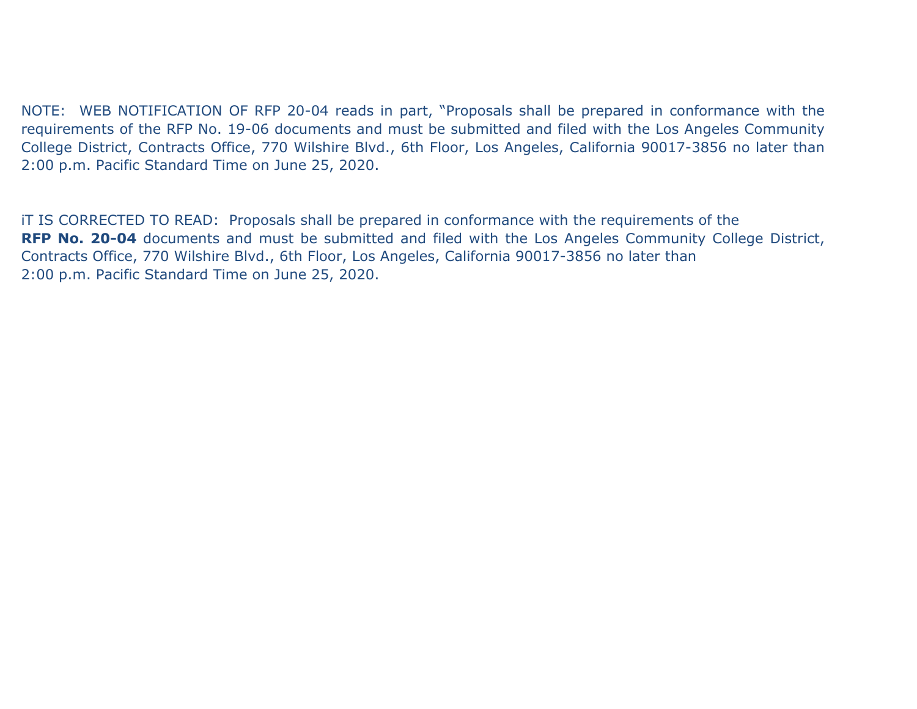NOTE:  WEB NOTIFICATION OF RFP 20-04 reads in part, "Proposals shall be prepared in conformance with the requirements of the RFP No. 19-06 documents and must be submitted and filed with the Los Angeles Community College District, Contracts Office, 770 Wilshire Blvd., 6th Floor, Los Angeles, California 90017-3856 no later than 2:00 p.m. Pacific Standard Time on June 25, 2020.

iT IS CORRECTED TO READ:  Proposals shall be prepared in conformance with the requirements of the **RFP No. 20-04** documents and must be submitted and filed with the Los Angeles Community College District, Contracts Office, 770 Wilshire Blvd., 6th Floor, Los Angeles, California 90017-3856 no later than 2:00 p.m. Pacific Standard Time on June 25, 2020.